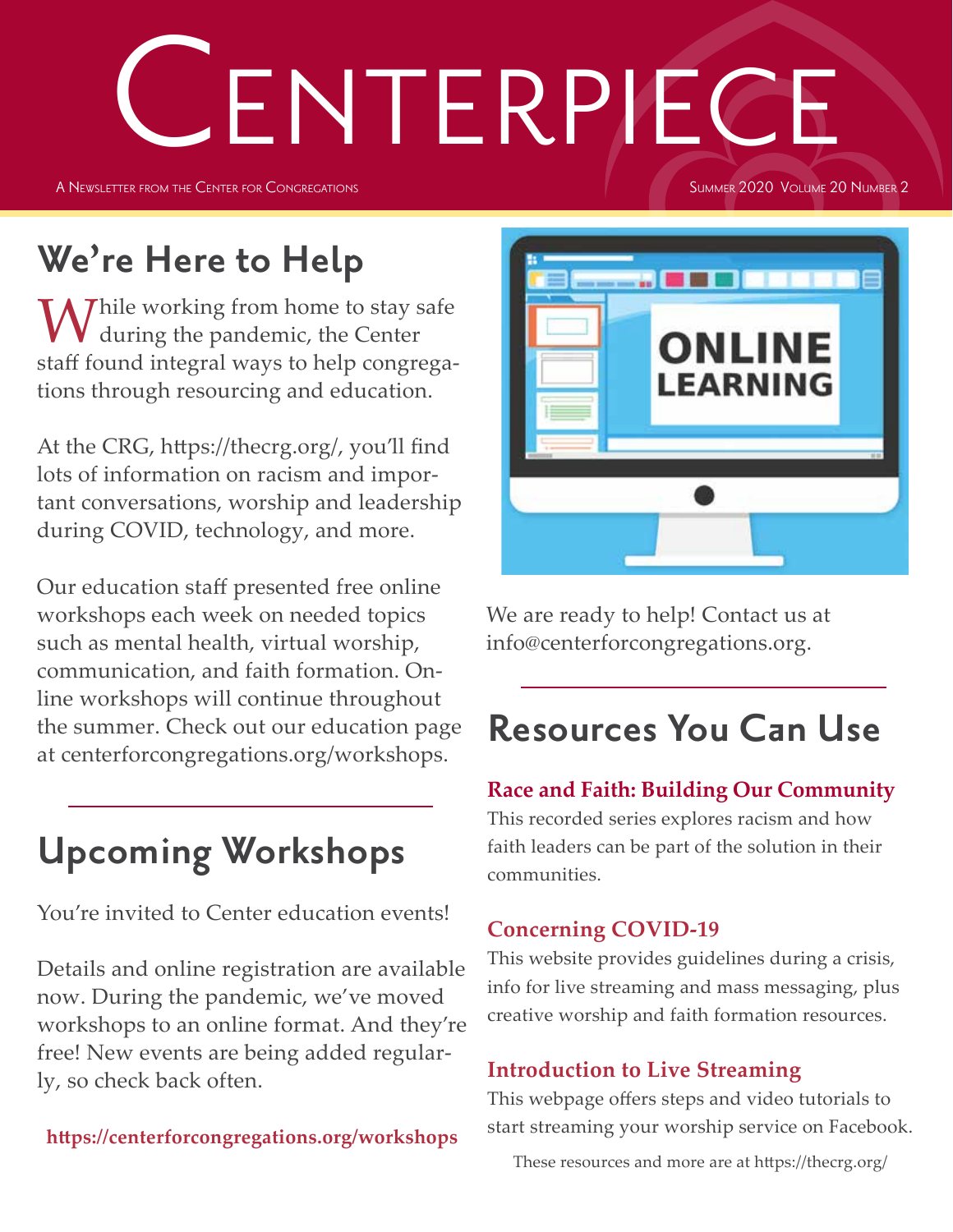# Centerpiece

A Newsletter from the Center for Congregations

Summer 2020 Volume 20 Number 2

## We're Here to Help

While working from home to stay safe during the pandemic, the Center staff found integral ways to help congregations through resourcing and education.

At the CRG, https://thecrg.org/, you'll find lots of information on racism and important conversations, worship and leadership during COVID, technology, and more.

Our education staff presented free online workshops each week on needed topics such as mental health, virtual worship, communication, and faith formation. Online workshops will continue throughout the summer. Check out our education page at centerforcongregations.org/workshops.

We are ready to help! Contact us at info@centerforcongregations.org.

## Upcoming Workshops

You're invited to Center education events!

Details and online registration are available now. During the pandemic, we've moved workshops to an online format. And they're free! New events are being added regularly, so check back often.

**https://centerforcongregations.org/workshops**

## Resources You Can Use

### Race and Faith: Building Our Community

This recorded series explores racism and how faith leaders can be part of the solution in their communities.

### Concerning COVID-19

This website provides guidelines during a crisis, info for live streaming and mass messaging, plus creative worship and faith formation resources.

### Introduction to Live Streaming

This webpage offers steps and video tutorials to start streaming your worship service on Facebook.

These resources and more are at https://thecrg.org/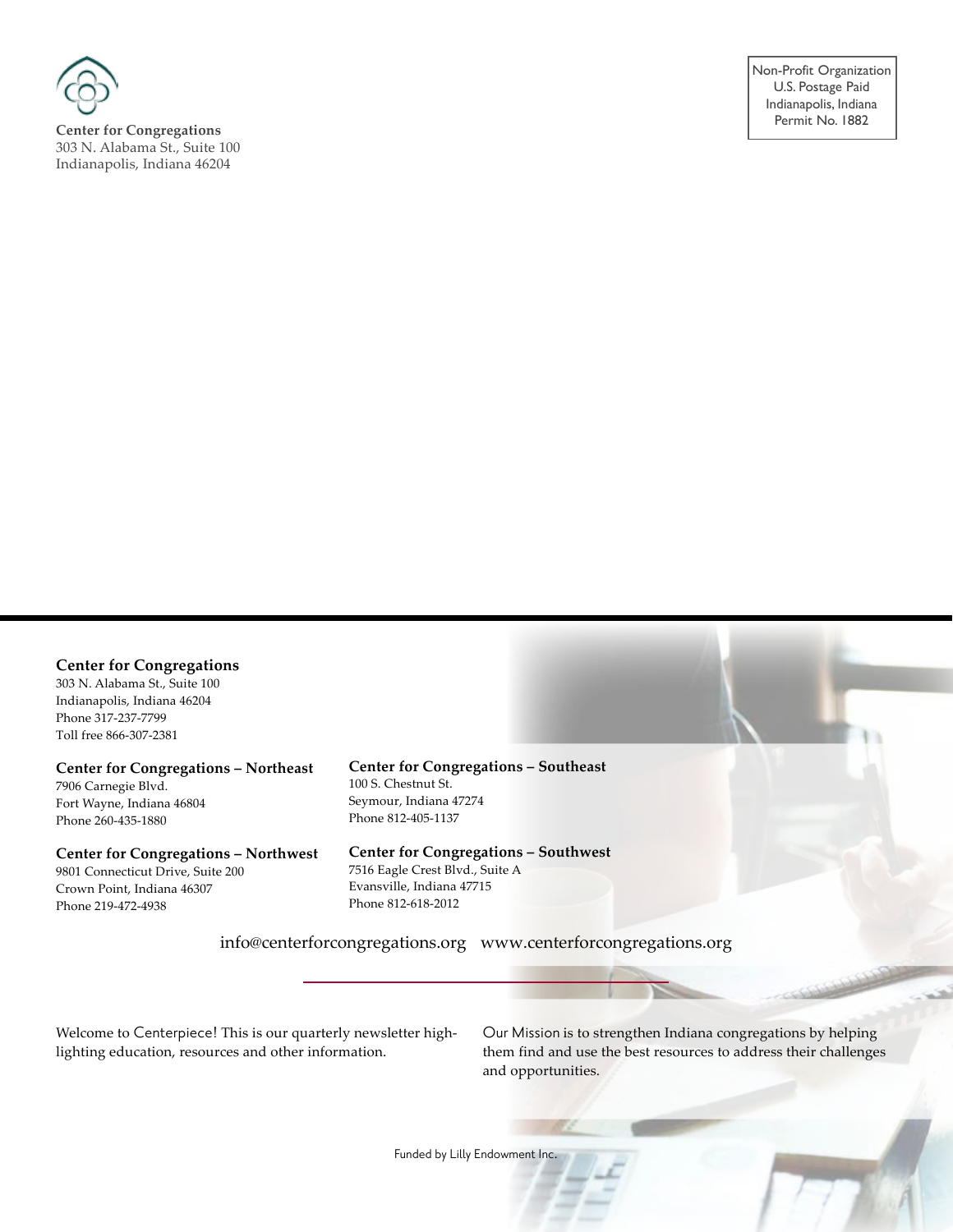**Center for Congregations**
303 N. Alabama St., Suite 100
Indianapolis, Indiana 46204

Non-Profit Organization
U.S. Postage Paid
Indianapolis, Indiana
Permit No. 1882

---

**Center for Congregations**
303 N. Alabama St., Suite 100
Indianapolis, Indiana 46204
Phone 317-237-7799
Toll free 866-307-2381

**Center for Congregations – Northeast**
7906 Carnegie Blvd.
Fort Wayne, Indiana 46804
Phone 260-435-1880

**Center for Congregations – Northwest**
9801 Connecticut Drive, Suite 200
Crown Point, Indiana 46307
Phone 219-472-4938

**Center for Congregations – Southeast**
100 S. Chestnut St.
Seymour, Indiana 47274
Phone 812-405-1137

**Center for Congregations – Southwest**
7516 Eagle Crest Blvd., Suite A
Evansville, Indiana 47715
Phone 812-618-2012

info@centerforcongregations.org www.centerforcongregations.org

Welcome to Centerpiece! This is our quarterly newsletter highlighting education, resources and other information.

Our Mission is to strengthen Indiana congregations by helping them find and use the best resources to address their challenges and opportunities.

Funded by Lilly Endowment Inc.